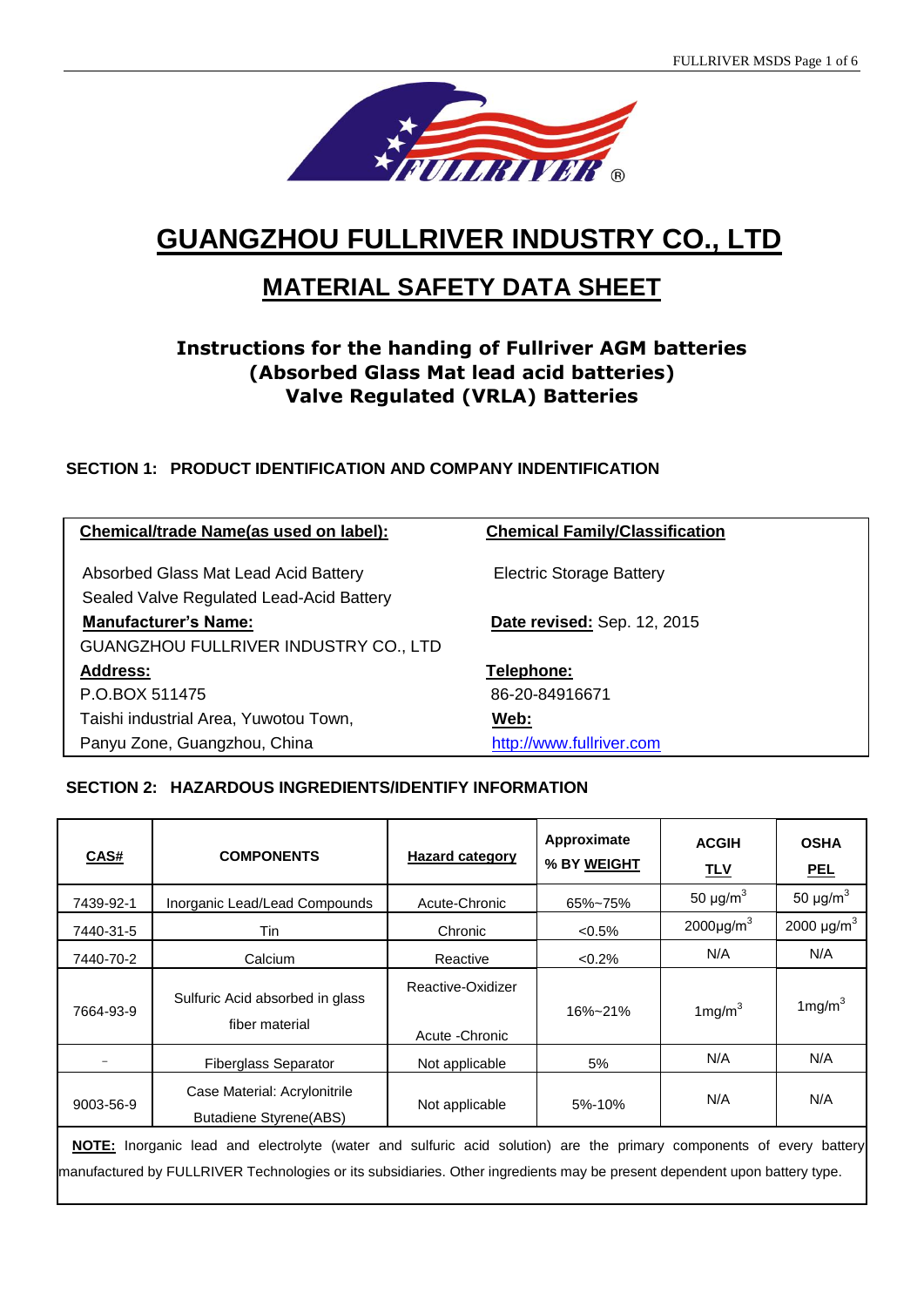# GUANGZHOU FULLRIVER INDUSTRY CO., LTD

## MATERIAL SAFETY DATA SHEET

### Instructions for the handing of Fullriver AGM batteries (Absorbed Glass Mat lead acid batteries) Valve Regulated (VRLA) Batteries

**SECTION 1: PRODUCT IDENTIFICATION AND COMPANY INDENTIFICATION**

| **Chemical/trade Name(as used on label):** | **Chemical Family/Classification** |
|---|---|
| Absorbed Glass Mat Lead Acid Battery<br>Sealed Valve Regulated Lead-Acid Battery | Electric Storage Battery |
| **Manufacturer's Name:**<br>GUANGZHOU FULLRIVER INDUSTRY CO., LTD | **Date revised:** Sep. 12, 2015 |
| **Address:**<br>P.O.BOX 511475<br>Taishi industrial Area, Yuwotou Town,<br>Panyu Zone, Guangzhou, China | **Telephone:**<br>86-20-84916671<br>**Web:**<br>http://www.fullriver.com |

**SECTION 2: HAZARDOUS INGREDIENTS/IDENTIFY INFORMATION**

| **CAS#** | **COMPONENTS** | **Hazard category** | **Approximate % BY WEIGHT** | **ACGIH TLV** | **OSHA PEL** |
|---|---|---|---|---|---|
| 7439-92-1 | Inorganic Lead/Lead Compounds | Acute-Chronic | 65%~75% | 50 μg/$m^3$ | 50 μg/$m^3$ |
| 7440-31-5 | Tin | Chronic | <0.5% | 2000μg/$m^3$ | 2000 μg/$m^3$ |
| 7440-70-2 | Calcium | Reactive | <0.2% | N/A | N/A |
| 7664-93-9 | Sulfuric Acid absorbed in glass fiber material | Reactive-Oxidizer<br>Acute -Chronic | 16%~21% | 1mg/$m^3$ | 1mg/$m^3$ |
| – | Fiberglass Separator | Not applicable | 5% | N/A | N/A |
| 9003-56-9 | Case Material: Acrylonitrile Butadiene Styrene(ABS) | Not applicable | 5%-10% | N/A | N/A |

**NOTE:** Inorganic lead and electrolyte (water and sulfuric acid solution) are the primary components of every battery manufactured by FULLRIVER Technologies or its subsidiaries. Other ingredients may be present dependent upon battery type.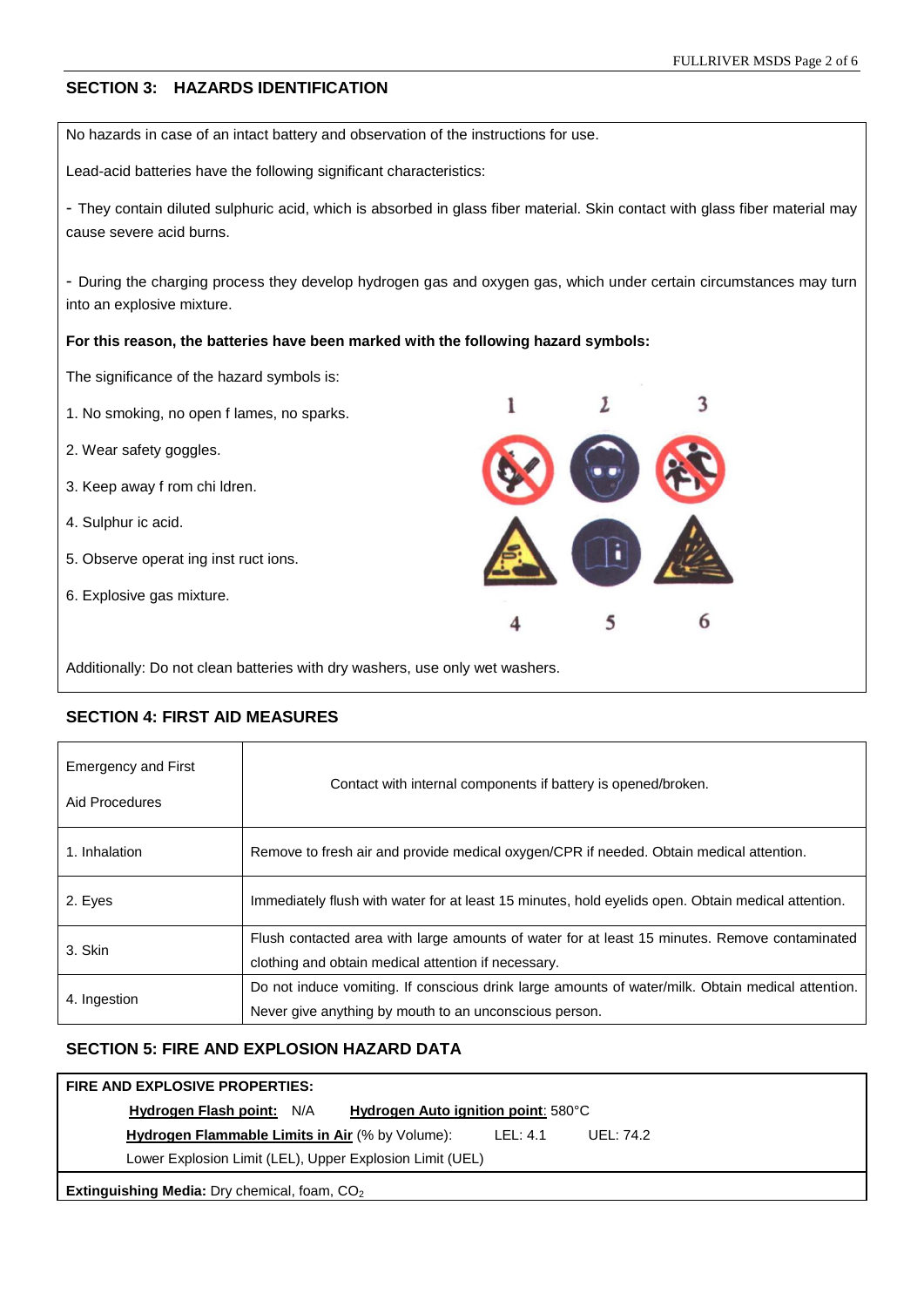## SECTION 3: HAZARDS IDENTIFICATION

No hazards in case of an intact battery and observation of the instructions for use.

Lead-acid batteries have the following significant characteristics:

- They contain diluted sulphuric acid, which is absorbed in glass fiber material. Skin contact with glass fiber material may cause severe acid burns.

- During the charging process they develop hydrogen gas and oxygen gas, which under certain circumstances may turn into an explosive mixture.

**For this reason, the batteries have been marked with the following hazard symbols:**

The significance of the hazard symbols is:

1. No smoking, no open f lames, no sparks.
2. Wear safety goggles.
3. Keep away f rom chi ldren.
4. Sulphur ic acid.
5. Observe operat ing inst ruct ions.
6. Explosive gas mixture.

Additionally: Do not clean batteries with dry washers, use only wet washers.

## SECTION 4: FIRST AID MEASURES

| Emergency and First Aid Procedures | Contact with internal components if battery is opened/broken. |
|---|---|
| 1. Inhalation | Remove to fresh air and provide medical oxygen/CPR if needed. Obtain medical attention. |
| 2. Eyes | Immediately flush with water for at least 15 minutes, hold eyelids open. Obtain medical attention. |
| 3. Skin | Flush contacted area with large amounts of water for at least 15 minutes. Remove contaminated clothing and obtain medical attention if necessary. |
| 4. Ingestion | Do not induce vomiting. If conscious drink large amounts of water/milk. Obtain medical attention. Never give anything by mouth to an unconscious person. |

## SECTION 5: FIRE AND EXPLOSION HAZARD DATA

**FIRE AND EXPLOSIVE PROPERTIES:**

**Hydrogen Flash point:** N/A **Hydrogen Auto ignition point**: 580°C

**Hydrogen Flammable Limits in Air** (% by Volume): LEL: 4.1 UEL: 74.2

Lower Explosion Limit (LEL), Upper Explosion Limit (UEL)

**Extinguishing Media:** Dry chemical, foam, $CO_2$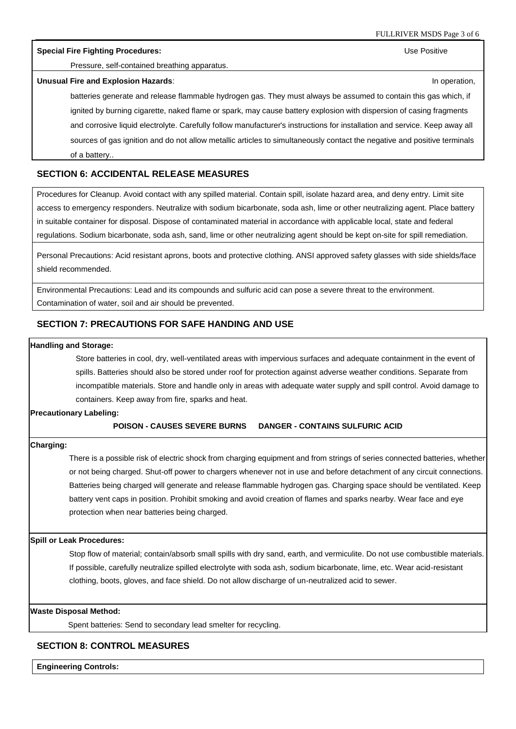**Special Fire Fighting Procedures:** Use Positive Pressure, self-contained breathing apparatus.

**Unusual Fire and Explosion Hazards**: In operation, batteries generate and release flammable hydrogen gas. They must always be assumed to contain this gas which, if ignited by burning cigarette, naked flame or spark, may cause battery explosion with dispersion of casing fragments and corrosive liquid electrolyte. Carefully follow manufacturer's instructions for installation and service. Keep away all sources of gas ignition and do not allow metallic articles to simultaneously contact the negative and positive terminals of a battery..

## SECTION 6: ACCIDENTAL RELEASE MEASURES

Procedures for Cleanup. Avoid contact with any spilled material. Contain spill, isolate hazard area, and deny entry. Limit site access to emergency responders. Neutralize with sodium bicarbonate, soda ash, lime or other neutralizing agent. Place battery in suitable container for disposal. Dispose of contaminated material in accordance with applicable local, state and federal regulations. Sodium bicarbonate, soda ash, sand, lime or other neutralizing agent should be kept on-site for spill remediation.

Personal Precautions: Acid resistant aprons, boots and protective clothing. ANSI approved safety glasses with side shields/face shield recommended.

Environmental Precautions: Lead and its compounds and sulfuric acid can pose a severe threat to the environment. Contamination of water, soil and air should be prevented.

## SECTION 7: PRECAUTIONS FOR SAFE HANDING AND USE

**Handling and Storage:**

Store batteries in cool, dry, well-ventilated areas with impervious surfaces and adequate containment in the event of spills. Batteries should also be stored under roof for protection against adverse weather conditions. Separate from incompatible materials. Store and handle only in areas with adequate water supply and spill control. Avoid damage to containers. Keep away from fire, sparks and heat.

**Precautionary Labeling:**

**POISON - CAUSES SEVERE BURNS DANGER - CONTAINS SULFURIC ACID**

**Charging:**

There is a possible risk of electric shock from charging equipment and from strings of series connected batteries, whether or not being charged. Shut-off power to chargers whenever not in use and before detachment of any circuit connections. Batteries being charged will generate and release flammable hydrogen gas. Charging space should be ventilated. Keep battery vent caps in position. Prohibit smoking and avoid creation of flames and sparks nearby. Wear face and eye protection when near batteries being charged.

**Spill or Leak Procedures:**

Stop flow of material; contain/absorb small spills with dry sand, earth, and vermiculite. Do not use combustible materials. If possible, carefully neutralize spilled electrolyte with soda ash, sodium bicarbonate, lime, etc. Wear acid-resistant clothing, boots, gloves, and face shield. Do not allow discharge of un-neutralized acid to sewer.

**Waste Disposal Method:**

Spent batteries: Send to secondary lead smelter for recycling.

## SECTION 8: CONTROL MEASURES

**Engineering Controls:**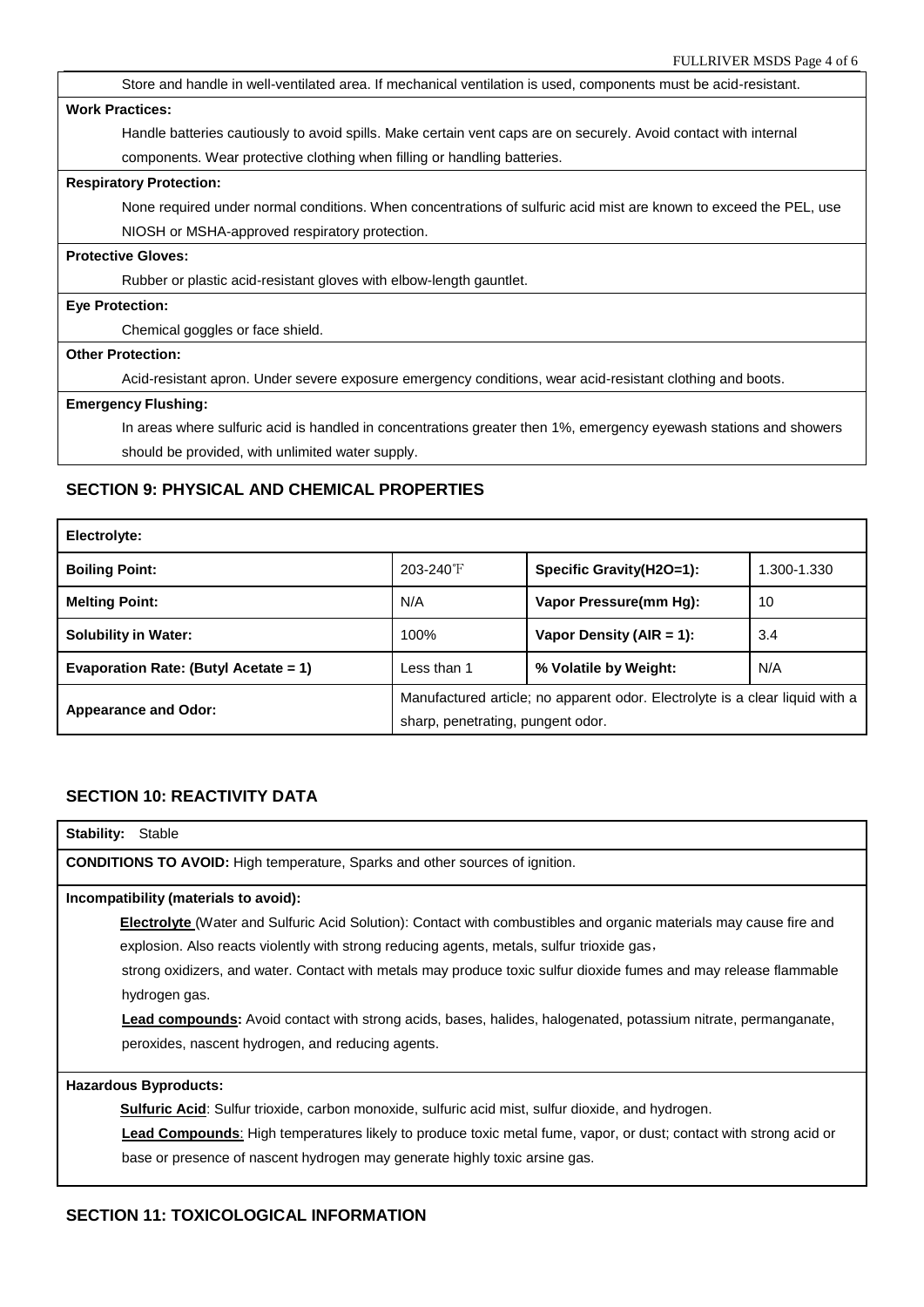Store and handle in well-ventilated area. If mechanical ventilation is used, components must be acid-resistant.

**Work Practices:**

Handle batteries cautiously to avoid spills. Make certain vent caps are on securely. Avoid contact with internal components. Wear protective clothing when filling or handling batteries.

**Respiratory Protection:**

None required under normal conditions. When concentrations of sulfuric acid mist are known to exceed the PEL, use NIOSH or MSHA-approved respiratory protection.

**Protective Gloves:**

Rubber or plastic acid-resistant gloves with elbow-length gauntlet.

**Eye Protection:**

Chemical goggles or face shield.

**Other Protection:**

Acid-resistant apron. Under severe exposure emergency conditions, wear acid-resistant clothing and boots.

**Emergency Flushing:**

In areas where sulfuric acid is handled in concentrations greater then 1%, emergency eyewash stations and showers should be provided, with unlimited water supply.

## SECTION 9: PHYSICAL AND CHEMICAL PROPERTIES

| **Electrolyte:** | | | |
|---|---|---|---|
| **Boiling Point:** | 203-240℉ | **Specific Gravity(H2O=1):** | 1.300-1.330 |
| **Melting Point:** | N/A | **Vapor Pressure(mm Hg):** | 10 |
| **Solubility in Water:** | 100% | **Vapor Density (AIR = 1):** | 3.4 |
| **Evaporation Rate: (Butyl Acetate = 1)** | Less than 1 | **% Volatile by Weight:** | N/A |
| **Appearance and Odor:** | Manufactured article; no apparent odor. Electrolyte is a clear liquid with a sharp, penetrating, pungent odor. | | |

## SECTION 10: REACTIVITY DATA

**Stability:** Stable

**CONDITIONS TO AVOID:** High temperature, Sparks and other sources of ignition.

**Incompatibility (materials to avoid):**

**Electrolyte** (Water and Sulfuric Acid Solution): Contact with combustibles and organic materials may cause fire and explosion. Also reacts violently with strong reducing agents, metals, sulfur trioxide gas, strong oxidizers, and water. Contact with metals may produce toxic sulfur dioxide fumes and may release flammable hydrogen gas.

**Lead compounds:** Avoid contact with strong acids, bases, halides, halogenated, potassium nitrate, permanganate, peroxides, nascent hydrogen, and reducing agents.

**Hazardous Byproducts:**

**Sulfuric Acid**: Sulfur trioxide, carbon monoxide, sulfuric acid mist, sulfur dioxide, and hydrogen.

**Lead Compounds**: High temperatures likely to produce toxic metal fume, vapor, or dust; contact with strong acid or base or presence of nascent hydrogen may generate highly toxic arsine gas.

## SECTION 11: TOXICOLOGICAL INFORMATION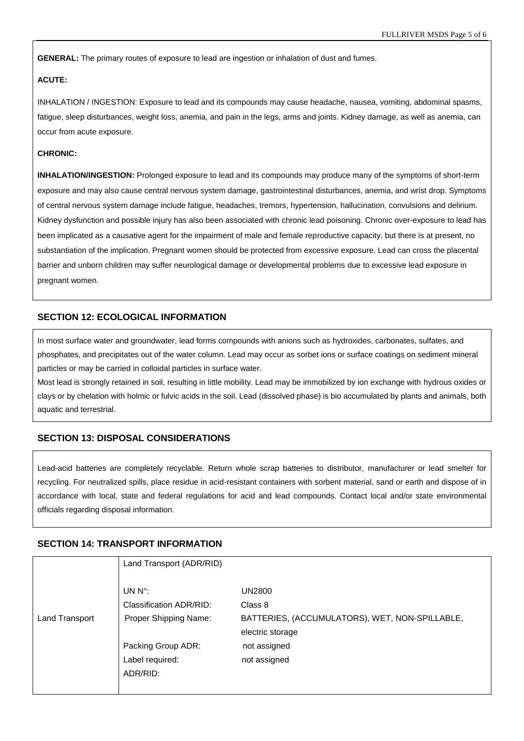**GENERAL:** The primary routes of exposure to lead are ingestion or inhalation of dust and fumes.

**ACUTE:**

INHALATION / INGESTION: Exposure to lead and its compounds may cause headache, nausea, vomiting, abdominal spasms, fatigue, sleep disturbances, weight loss, anemia, and pain in the legs, arms and joints. Kidney damage, as well as anemia, can occur from acute exposure.

**CHRONIC:**

**INHALATION/INGESTION:** Prolonged exposure to lead and its compounds may produce many of the symptoms of short-term exposure and may also cause central nervous system damage, gastrointestinal disturbances, anemia, and wrist drop. Symptoms of central nervous system damage include fatigue, headaches, tremors, hypertension, hallucination, convulsions and delirium. Kidney dysfunction and possible injury has also been associated with chronic lead poisoning. Chronic over-exposure to lead has been implicated as a causative agent for the impairment of male and female reproductive capacity, but there is at present, no substantiation of the implication. Pregnant women should be protected from excessive exposure. Lead can cross the placental barrier and unborn children may suffer neurological damage or developmental problems due to excessive lead exposure in pregnant women.

## SECTION 12: ECOLOGICAL INFORMATION

In most surface water and groundwater, lead forms compounds with anions such as hydroxides, carbonates, sulfates, and phosphates, and precipitates out of the water column. Lead may occur as sorbet ions or surface coatings on sediment mineral particles or may be carried in colloidal particles in surface water.

Most lead is strongly retained in soil, resulting in little mobility. Lead may be immobilized by ion exchange with hydrous oxides or clays or by chelation with holmic or fulvic acids in the soil. Lead (dissolved phase) is bio accumulated by plants and animals, both aquatic and terrestrial.

## SECTION 13: DISPOSAL CONSIDERATIONS

Lead-acid batteries are completely recyclable. Return whole scrap batteries to distributor, manufacturer or lead smelter for recycling. For neutralized spills, place residue in acid-resistant containers with sorbent material, sand or earth and dispose of in accordance with local, state and federal regulations for acid and lead compounds. Contact local and/or state environmental officials regarding disposal information.

## SECTION 14: TRANSPORT INFORMATION

| | Land Transport (ADR/RID) | |
|---|---|---|
| Land Transport | UN N°: | UN2800 |
| | Classification ADR/RID: | Class 8 |
| | Proper Shipping Name: | BATTERIES, (ACCUMULATORS), WET, NON-SPILLABLE, electric storage |
| | Packing Group ADR: | not assigned |
| | Label required: ADR/RID: | not assigned |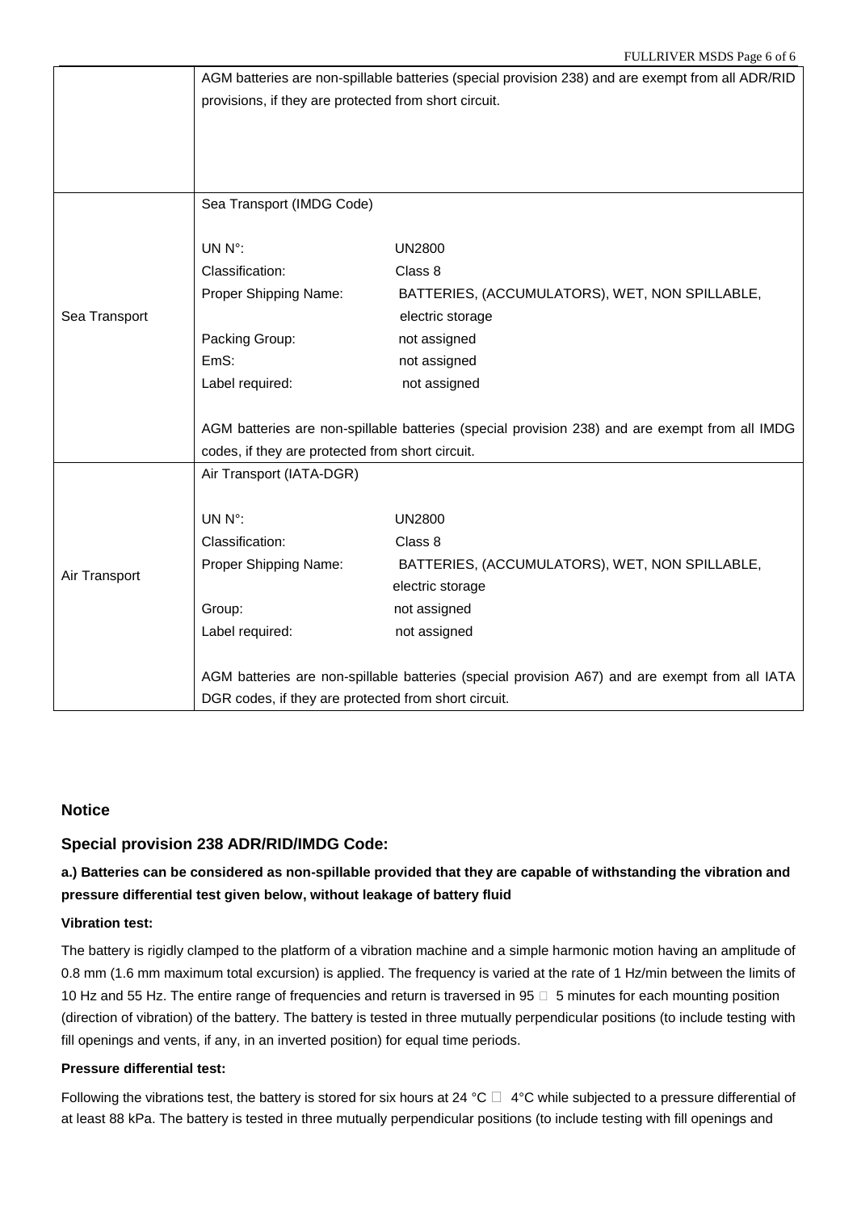| | |
|---|---|
| | AGM batteries are non-spillable batteries (special provision 238) and are exempt from all ADR/RID provisions, if they are protected from short circuit. |
| Sea Transport | Sea Transport (IMDG Code)<br><br>UN N°: UN2800<br>Classification: Class 8<br>Proper Shipping Name: BATTERIES, (ACCUMULATORS), WET, NON SPILLABLE, electric storage<br>Packing Group: not assigned<br>EmS: not assigned<br>Label required: not assigned<br><br>AGM batteries are non-spillable batteries (special provision 238) and are exempt from all IMDG codes, if they are protected from short circuit. |
| Air Transport | Air Transport (IATA-DGR)<br><br>UN N°: UN2800<br>Classification: Class 8<br>Proper Shipping Name: BATTERIES, (ACCUMULATORS), WET, NON SPILLABLE, electric storage<br>Group: not assigned<br>Label required: not assigned<br><br>AGM batteries are non-spillable batteries (special provision A67) and are exempt from all IATA DGR codes, if they are protected from short circuit. |

### Notice

### Special provision 238 ADR/RID/IMDG Code:

**a.) Batteries can be considered as non-spillable provided that they are capable of withstanding the vibration and pressure differential test given below, without leakage of battery fluid**

**Vibration test:**

The battery is rigidly clamped to the platform of a vibration machine and a simple harmonic motion having an amplitude of 0.8 mm (1.6 mm maximum total excursion) is applied. The frequency is varied at the rate of 1 Hz/min between the limits of 10 Hz and 55 Hz. The entire range of frequencies and return is traversed in 95 ± 5 minutes for each mounting position (direction of vibration) of the battery. The battery is tested in three mutually perpendicular positions (to include testing with fill openings and vents, if any, in an inverted position) for equal time periods.

**Pressure differential test:**

Following the vibrations test, the battery is stored for six hours at 24 °C ± 4°C while subjected to a pressure differential of at least 88 kPa. The battery is tested in three mutually perpendicular positions (to include testing with fill openings and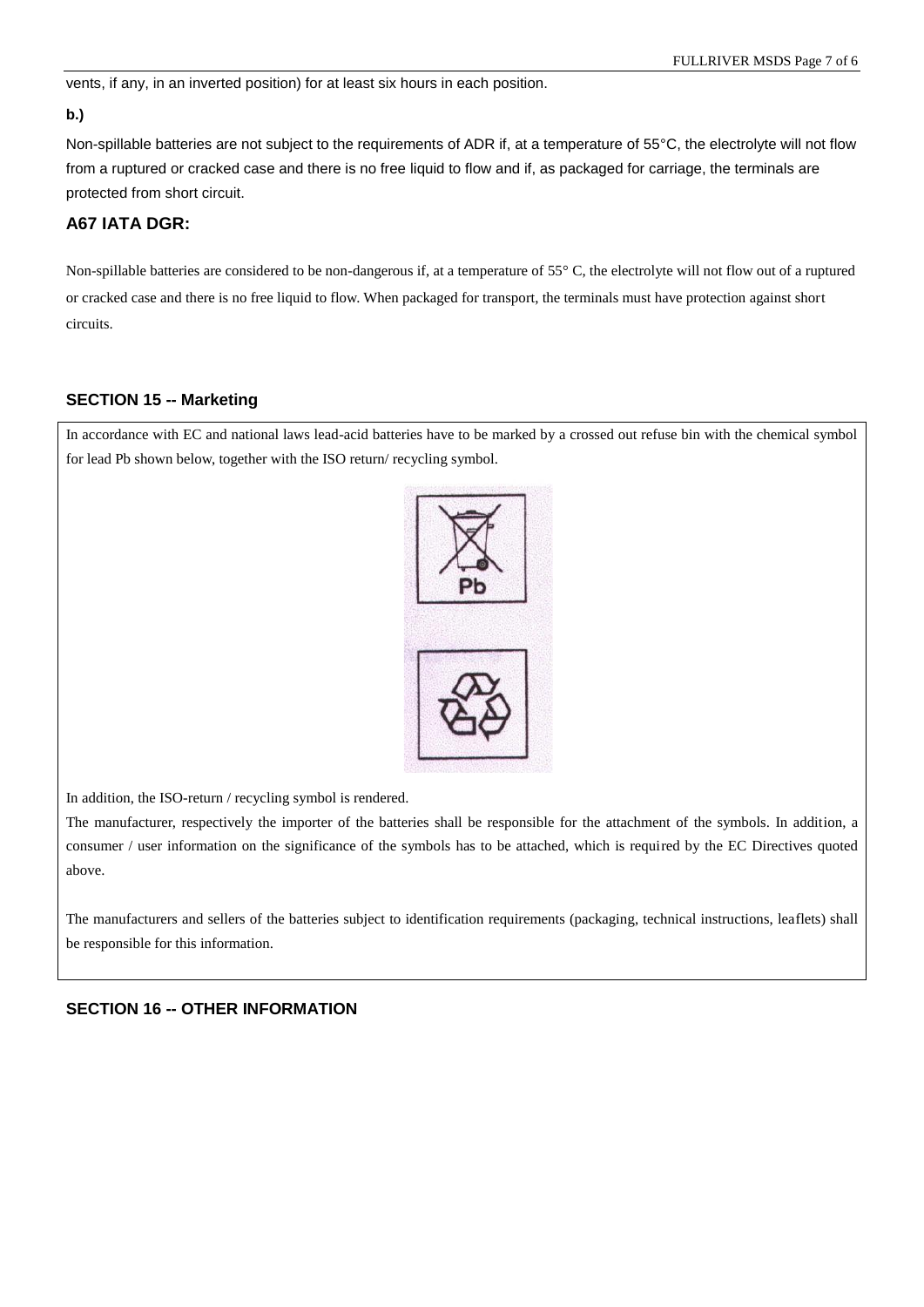vents, if any, in an inverted position) for at least six hours in each position.

**b.)**

Non-spillable batteries are not subject to the requirements of ADR if, at a temperature of 55°C, the electrolyte will not flow from a ruptured or cracked case and there is no free liquid to flow and if, as packaged for carriage, the terminals are protected from short circuit.

### A67 IATA DGR:

Non-spillable batteries are considered to be non-dangerous if, at a temperature of 55° C, the electrolyte will not flow out of a ruptured or cracked case and there is no free liquid to flow. When packaged for transport, the terminals must have protection against short circuits.

## SECTION 15 -- Marketing

In accordance with EC and national laws lead-acid batteries have to be marked by a crossed out refuse bin with the chemical symbol for lead Pb shown below, together with the ISO return/ recycling symbol.

In addition, the ISO-return / recycling symbol is rendered.

The manufacturer, respectively the importer of the batteries shall be responsible for the attachment of the symbols. In addition, a consumer / user information on the significance of the symbols has to be attached, which is required by the EC Directives quoted above.

The manufacturers and sellers of the batteries subject to identification requirements (packaging, technical instructions, leaflets) shall be responsible for this information.

## SECTION 16 -- OTHER INFORMATION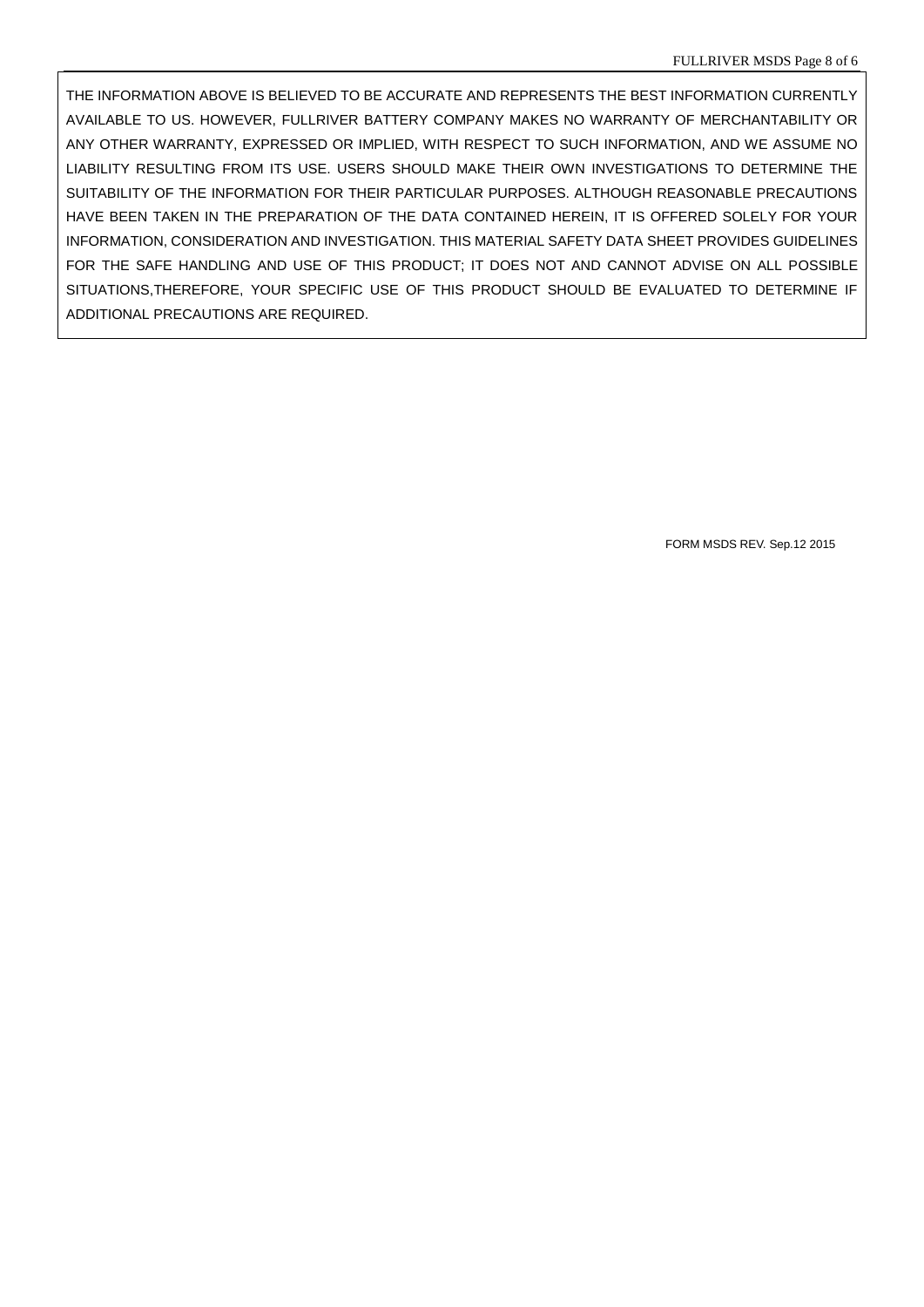THE INFORMATION ABOVE IS BELIEVED TO BE ACCURATE AND REPRESENTS THE BEST INFORMATION CURRENTLY AVAILABLE TO US. HOWEVER, FULLRIVER BATTERY COMPANY MAKES NO WARRANTY OF MERCHANTABILITY OR ANY OTHER WARRANTY, EXPRESSED OR IMPLIED, WITH RESPECT TO SUCH INFORMATION, AND WE ASSUME NO LIABILITY RESULTING FROM ITS USE. USERS SHOULD MAKE THEIR OWN INVESTIGATIONS TO DETERMINE THE SUITABILITY OF THE INFORMATION FOR THEIR PARTICULAR PURPOSES. ALTHOUGH REASONABLE PRECAUTIONS HAVE BEEN TAKEN IN THE PREPARATION OF THE DATA CONTAINED HEREIN, IT IS OFFERED SOLELY FOR YOUR INFORMATION, CONSIDERATION AND INVESTIGATION. THIS MATERIAL SAFETY DATA SHEET PROVIDES GUIDELINES FOR THE SAFE HANDLING AND USE OF THIS PRODUCT; IT DOES NOT AND CANNOT ADVISE ON ALL POSSIBLE SITUATIONS,THEREFORE, YOUR SPECIFIC USE OF THIS PRODUCT SHOULD BE EVALUATED TO DETERMINE IF ADDITIONAL PRECAUTIONS ARE REQUIRED.

FORM MSDS REV. Sep.12 2015